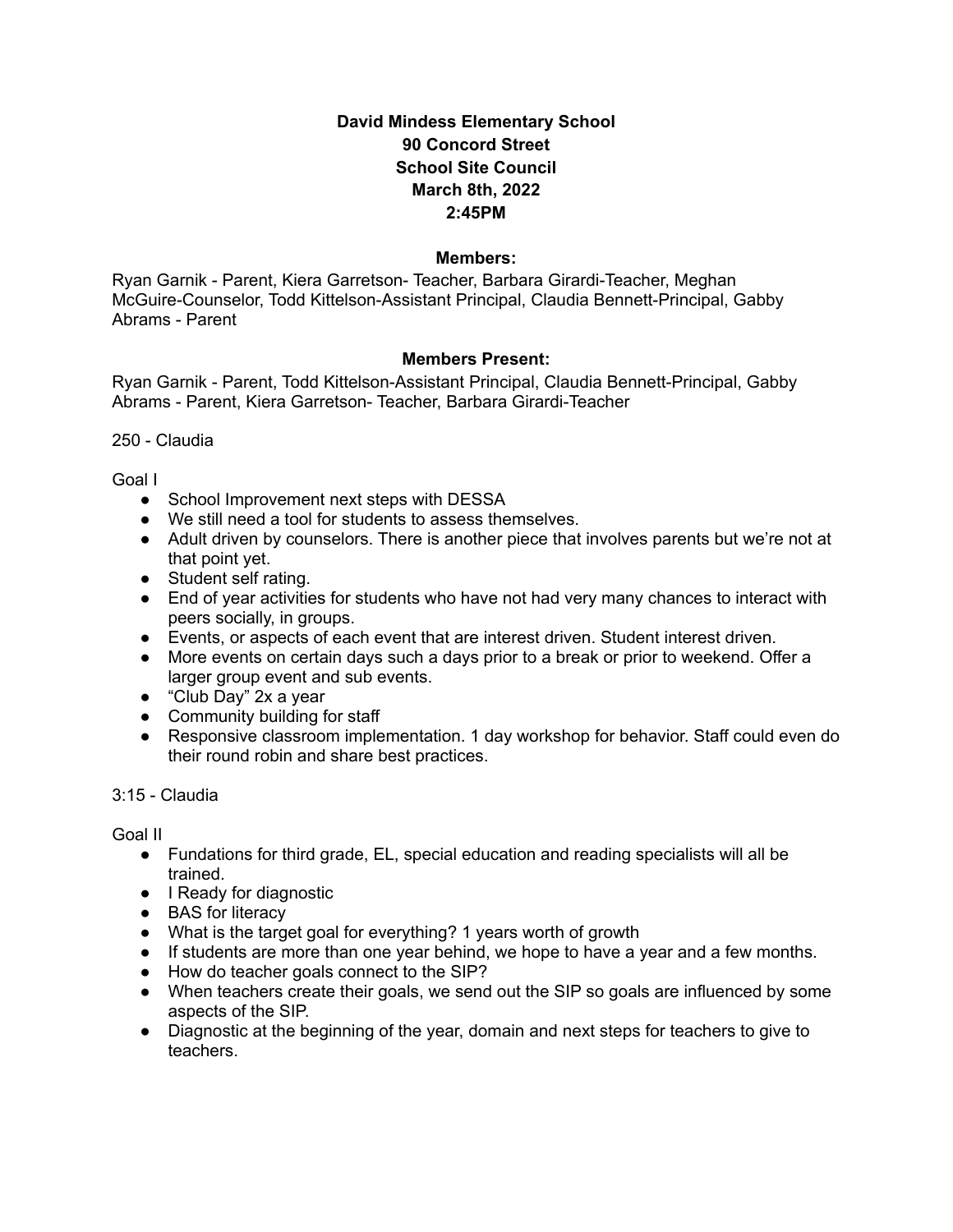**David Mindess Elementary School**
**90 Concord Street**
**School Site Council**
**March 8th, 2022**
**2:45PM**

**Members:**

Ryan Garnik - Parent, Kiera Garretson- Teacher, Barbara Girardi-Teacher, Meghan McGuire-Counselor, Todd Kittelson-Assistant Principal, Claudia Bennett-Principal, Gabby Abrams - Parent

**Members Present:**

Ryan Garnik - Parent, Todd Kittelson-Assistant Principal, Claudia Bennett-Principal, Gabby Abrams - Parent, Kiera Garretson- Teacher, Barbara Girardi-Teacher

250 - Claudia

Goal I

- School Improvement next steps with DESSA
- We still need a tool for students to assess themselves.
- Adult driven by counselors. There is another piece that involves parents but we're not at that point yet.
- Student self rating.
- End of year activities for students who have not had very many chances to interact with peers socially, in groups.
- Events, or aspects of each event that are interest driven. Student interest driven.
- More events on certain days such a days prior to a break or prior to weekend. Offer a larger group event and sub events.
- "Club Day" 2x a year
- Community building for staff
- Responsive classroom implementation. 1 day workshop for behavior. Staff could even do their round robin and share best practices.

3:15 - Claudia

Goal II

- Fundations for third grade, EL, special education and reading specialists will all be trained.
- I Ready for diagnostic
- BAS for literacy
- What is the target goal for everything? 1 years worth of growth
- If students are more than one year behind, we hope to have a year and a few months.
- How do teacher goals connect to the SIP?
- When teachers create their goals, we send out the SIP so goals are influenced by some aspects of the SIP.
- Diagnostic at the beginning of the year, domain and next steps for teachers to give to teachers.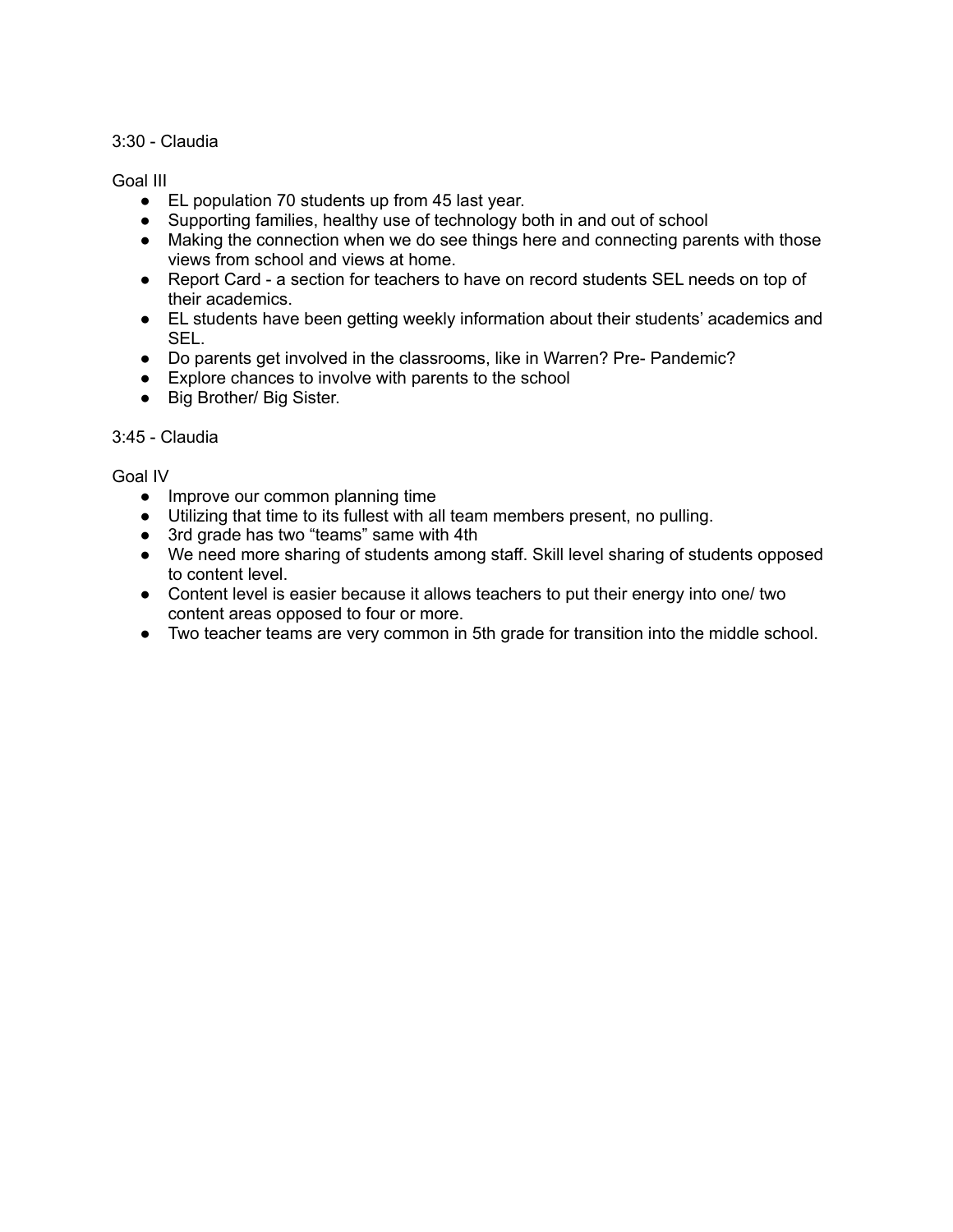3:30 - Claudia

Goal III

- EL population 70 students up from 45 last year.
- Supporting families, healthy use of technology both in and out of school
- Making the connection when we do see things here and connecting parents with those views from school and views at home.
- Report Card - a section for teachers to have on record students SEL needs on top of their academics.
- EL students have been getting weekly information about their students' academics and SEL.
- Do parents get involved in the classrooms, like in Warren? Pre- Pandemic?
- Explore chances to involve with parents to the school
- Big Brother/ Big Sister.

3:45 - Claudia

Goal IV

- Improve our common planning time
- Utilizing that time to its fullest with all team members present, no pulling.
- 3rd grade has two "teams" same with 4th
- We need more sharing of students among staff. Skill level sharing of students opposed to content level.
- Content level is easier because it allows teachers to put their energy into one/ two content areas opposed to four or more.
- Two teacher teams are very common in 5th grade for transition into the middle school.